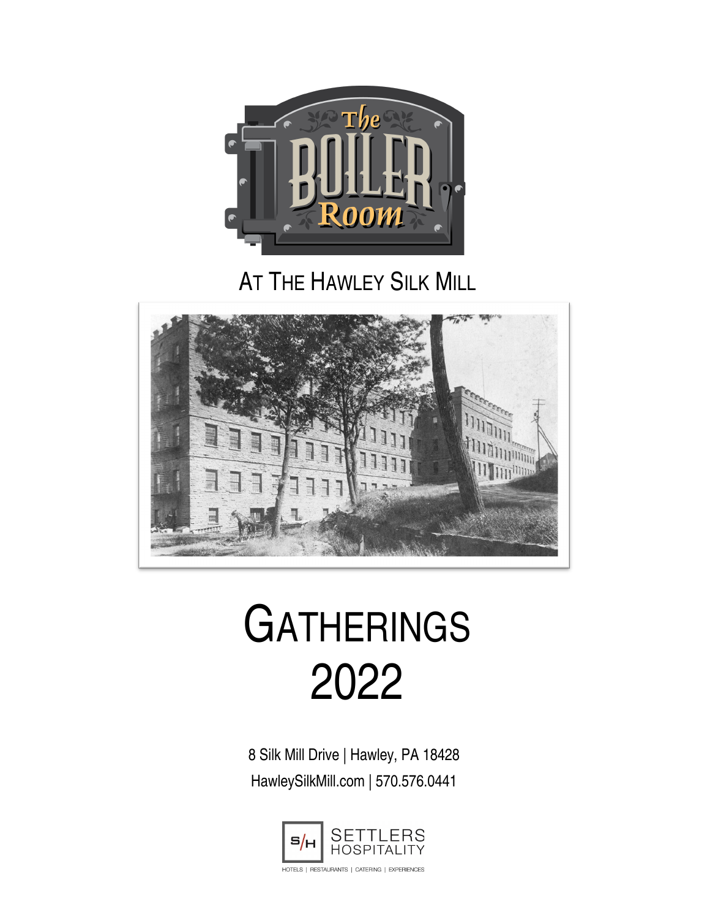# The Boiler Room

## At The Hawley Silk Mill

# Gatherings 2022

8 Silk Mill Drive | Hawley, PA 18428

HawleySilkMill.com | 570.576.0441

S/H SETTLERS HOSPITALITY

HOTELS | RESTAURANTS | CATERING | EXPERIENCES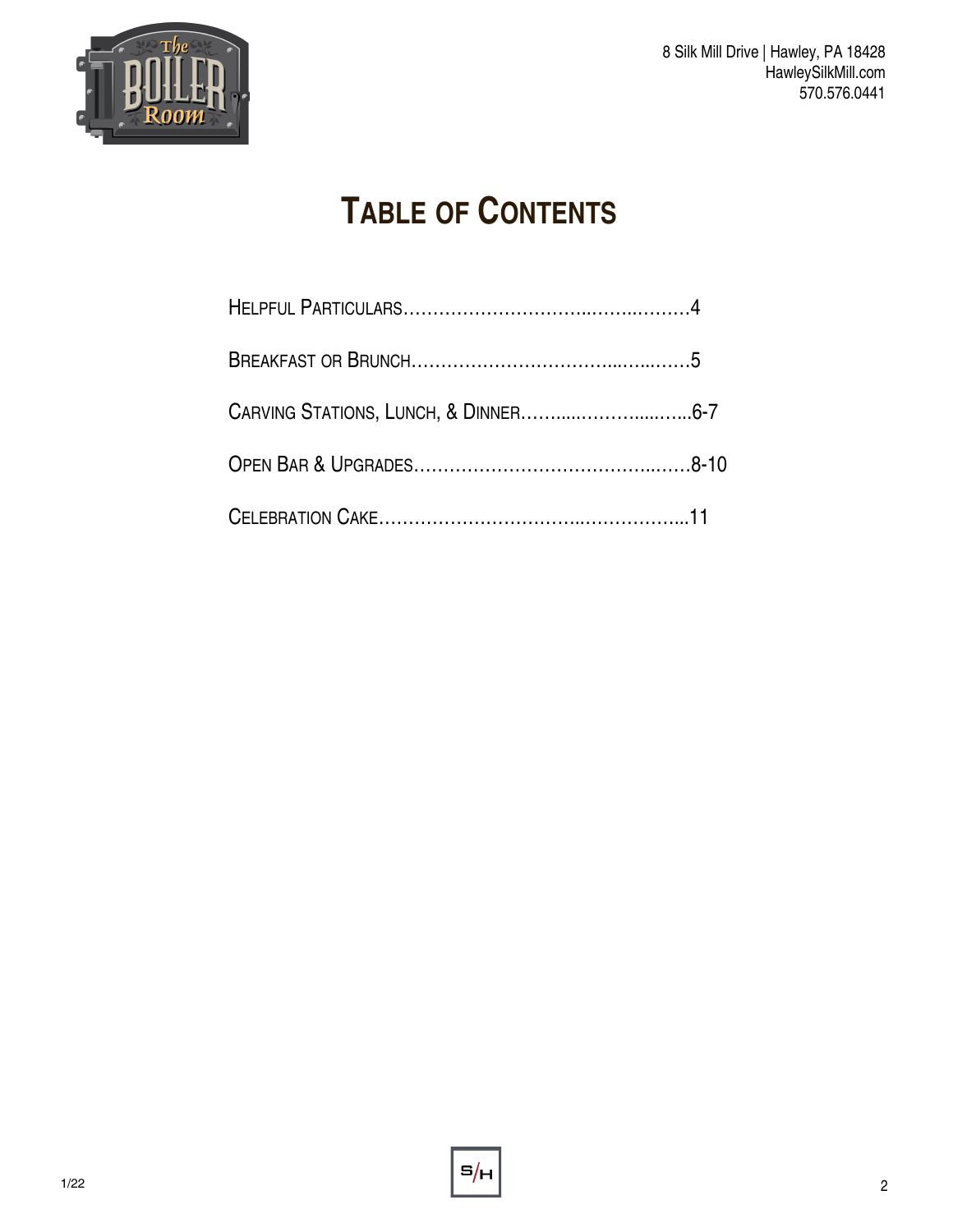8 Silk Mill Drive | Hawley, PA 18428
HawleySilkMill.com
570.576.0441

# Table of Contents

Helpful Particulars……………………………..……..………4

Breakfast or Brunch……………………………...…...……5

Carving Stations, Lunch, & Dinner……......………......…...6-7

Open Bar & Upgrades……………………………………...……8-10

Celebration Cake……………………………..……………...11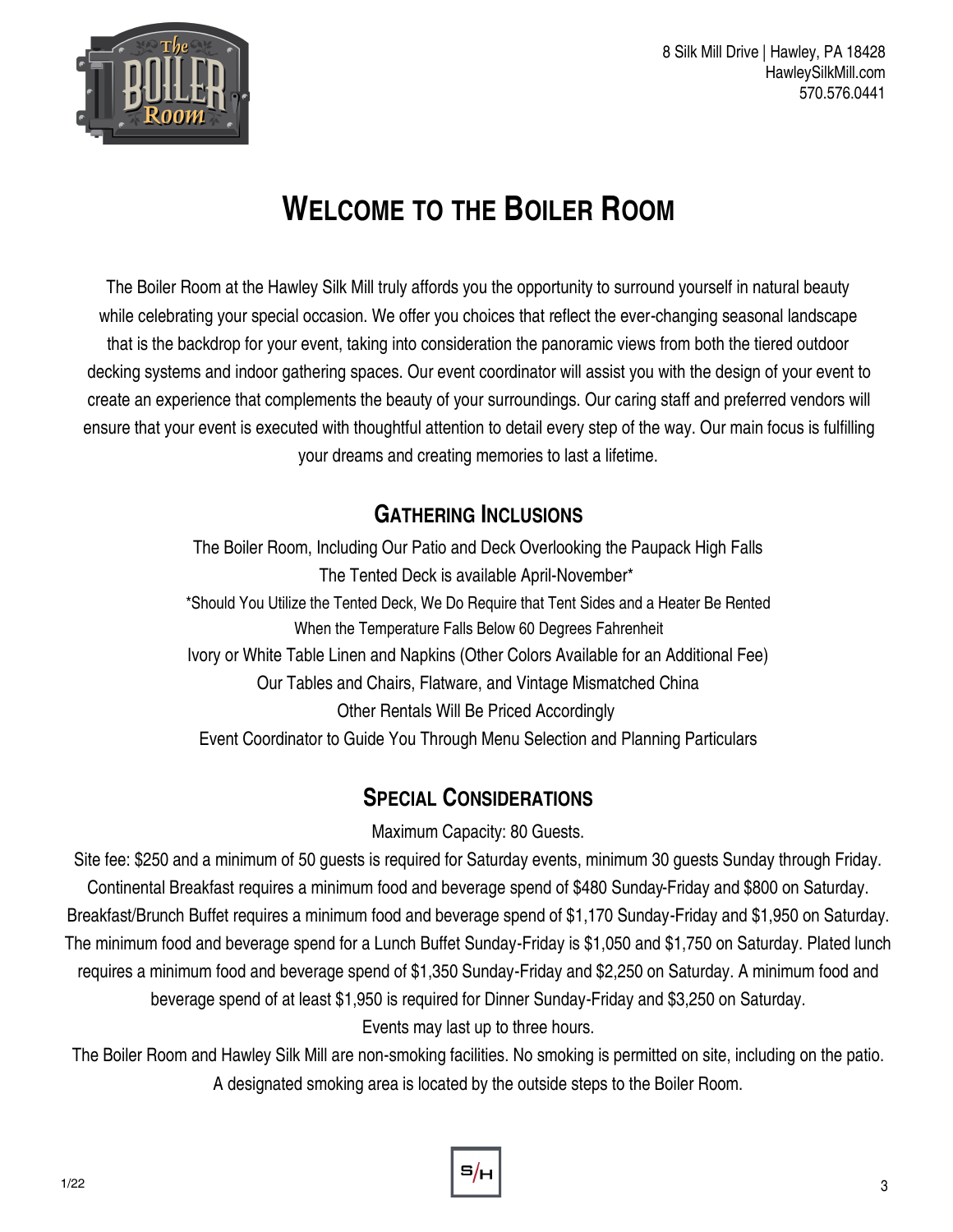8 Silk Mill Drive | Hawley, PA 18428
HawleySilkMill.com
570.576.0441

# Welcome to the Boiler Room

The Boiler Room at the Hawley Silk Mill truly affords you the opportunity to surround yourself in natural beauty while celebrating your special occasion. We offer you choices that reflect the ever-changing seasonal landscape that is the backdrop for your event, taking into consideration the panoramic views from both the tiered outdoor decking systems and indoor gathering spaces. Our event coordinator will assist you with the design of your event to create an experience that complements the beauty of your surroundings. Our caring staff and preferred vendors will ensure that your event is executed with thoughtful attention to detail every step of the way. Our main focus is fulfilling your dreams and creating memories to last a lifetime.

## Gathering Inclusions

The Boiler Room, Including Our Patio and Deck Overlooking the Paupack High Falls

The Tented Deck is available April-November*

*Should You Utilize the Tented Deck, We Do Require that Tent Sides and a Heater Be Rented When the Temperature Falls Below 60 Degrees Fahrenheit

Ivory or White Table Linen and Napkins (Other Colors Available for an Additional Fee)

Our Tables and Chairs, Flatware, and Vintage Mismatched China

Other Rentals Will Be Priced Accordingly

Event Coordinator to Guide You Through Menu Selection and Planning Particulars

## Special Considerations

Maximum Capacity: 80 Guests.

Site fee: $250 and a minimum of 50 guests is required for Saturday events, minimum 30 guests Sunday through Friday. Continental Breakfast requires a minimum food and beverage spend of $480 Sunday-Friday and $800 on Saturday. Breakfast/Brunch Buffet requires a minimum food and beverage spend of $1,170 Sunday-Friday and $1,950 on Saturday. The minimum food and beverage spend for a Lunch Buffet Sunday-Friday is $1,050 and $1,750 on Saturday. Plated lunch requires a minimum food and beverage spend of $1,350 Sunday-Friday and $2,250 on Saturday. A minimum food and beverage spend of at least $1,950 is required for Dinner Sunday-Friday and $3,250 on Saturday.

Events may last up to three hours.

The Boiler Room and Hawley Silk Mill are non-smoking facilities. No smoking is permitted on site, including on the patio. A designated smoking area is located by the outside steps to the Boiler Room.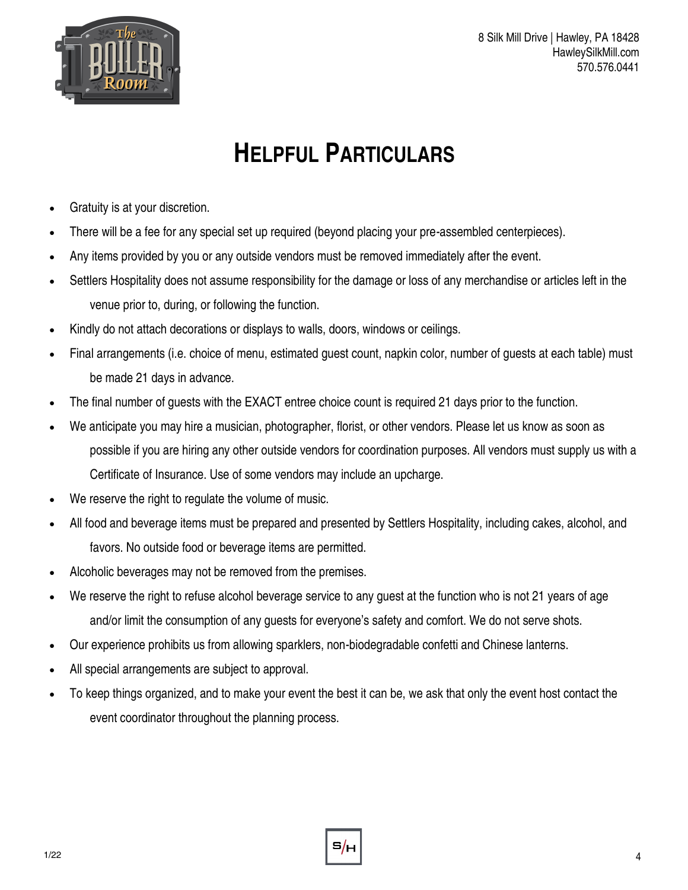# HELPFUL PARTICULARS

- Gratuity is at your discretion.
- There will be a fee for any special set up required (beyond placing your pre-assembled centerpieces).
- Any items provided by you or any outside vendors must be removed immediately after the event.
- Settlers Hospitality does not assume responsibility for the damage or loss of any merchandise or articles left in the venue prior to, during, or following the function.
- Kindly do not attach decorations or displays to walls, doors, windows or ceilings.
- Final arrangements (i.e. choice of menu, estimated guest count, napkin color, number of guests at each table) must be made 21 days in advance.
- The final number of guests with the EXACT entree choice count is required 21 days prior to the function.
- We anticipate you may hire a musician, photographer, florist, or other vendors. Please let us know as soon as possible if you are hiring any other outside vendors for coordination purposes. All vendors must supply us with a Certificate of Insurance. Use of some vendors may include an upcharge.
- We reserve the right to regulate the volume of music.
- All food and beverage items must be prepared and presented by Settlers Hospitality, including cakes, alcohol, and favors. No outside food or beverage items are permitted.
- Alcoholic beverages may not be removed from the premises.
- We reserve the right to refuse alcohol beverage service to any guest at the function who is not 21 years of age and/or limit the consumption of any guests for everyone's safety and comfort. We do not serve shots.
- Our experience prohibits us from allowing sparklers, non-biodegradable confetti and Chinese lanterns.
- All special arrangements are subject to approval.
- To keep things organized, and to make your event the best it can be, we ask that only the event host contact the event coordinator throughout the planning process.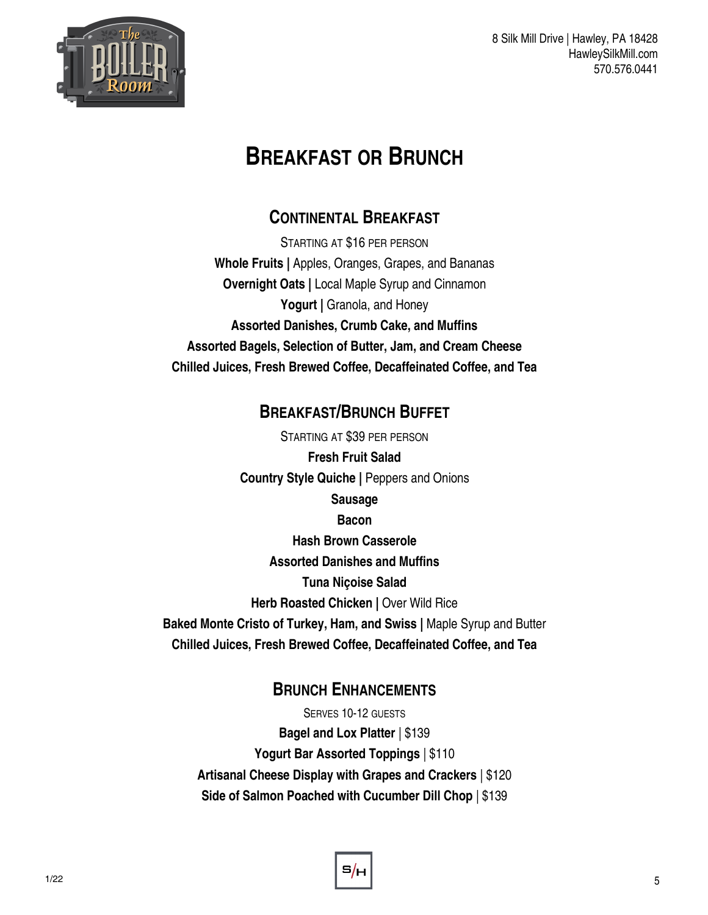8 Silk Mill Drive | Hawley, PA 18428
HawleySilkMill.com
570.576.0441

# Breakfast or Brunch

## Continental Breakfast

Starting at $16 per person

**Whole Fruits |** Apples, Oranges, Grapes, and Bananas

**Overnight Oats |** Local Maple Syrup and Cinnamon

**Yogurt |** Granola, and Honey

**Assorted Danishes, Crumb Cake, and Muffins**

**Assorted Bagels, Selection of Butter, Jam, and Cream Cheese**

**Chilled Juices, Fresh Brewed Coffee, Decaffeinated Coffee, and Tea**

## Breakfast/Brunch Buffet

Starting at $39 per person

**Fresh Fruit Salad**

**Country Style Quiche |** Peppers and Onions

**Sausage**

**Bacon**

**Hash Brown Casserole**

**Assorted Danishes and Muffins**

**Tuna Niçoise Salad**

**Herb Roasted Chicken |** Over Wild Rice

**Baked Monte Cristo of Turkey, Ham, and Swiss |** Maple Syrup and Butter

**Chilled Juices, Fresh Brewed Coffee, Decaffeinated Coffee, and Tea**

## Brunch Enhancements

Serves 10-12 guests

**Bagel and Lox Platter** | $139

**Yogurt Bar Assorted Toppings** | $110

**Artisanal Cheese Display with Grapes and Crackers** | $120

**Side of Salmon Poached with Cucumber Dill Chop** | $139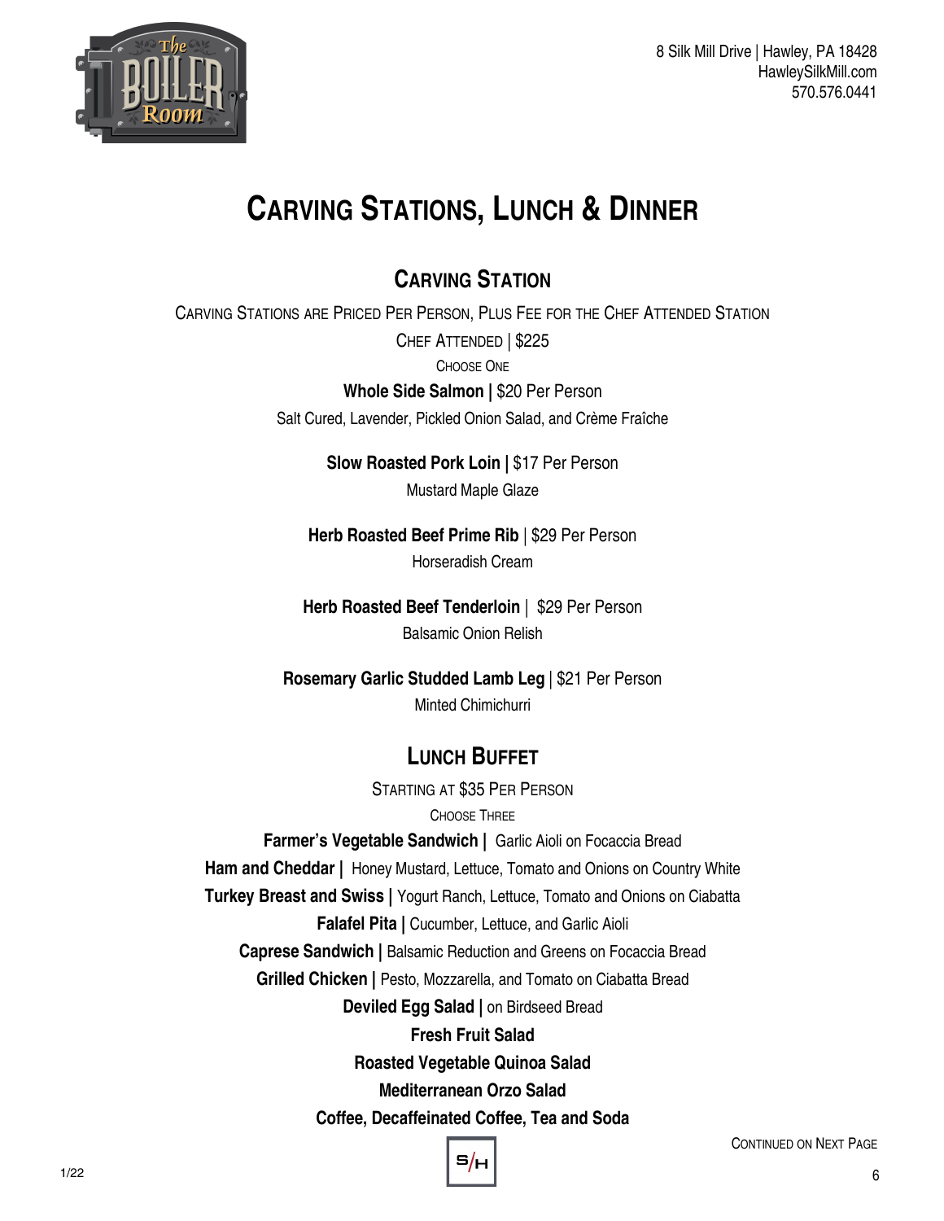8 Silk Mill Drive | Hawley, PA 18428
HawleySilkMill.com
570.576.0441

# Carving Stations, Lunch & Dinner

## Carving Station

Carving Stations are Priced Per Person, Plus Fee for the Chef Attended Station

Chef Attended | $225

Choose One

**Whole Side Salmon |** $20 Per Person
Salt Cured, Lavender, Pickled Onion Salad, and Crème Fraîche

**Slow Roasted Pork Loin |** $17 Per Person
Mustard Maple Glaze

**Herb Roasted Beef Prime Rib** | $29 Per Person
Horseradish Cream

**Herb Roasted Beef Tenderloin** | $29 Per Person
Balsamic Onion Relish

**Rosemary Garlic Studded Lamb Leg** | $21 Per Person
Minted Chimichurri

## Lunch Buffet

Starting at $35 Per Person

Choose Three

**Farmer's Vegetable Sandwich |** Garlic Aioli on Focaccia Bread
**Ham and Cheddar |** Honey Mustard, Lettuce, Tomato and Onions on Country White
**Turkey Breast and Swiss |** Yogurt Ranch, Lettuce, Tomato and Onions on Ciabatta
**Falafel Pita |** Cucumber, Lettuce, and Garlic Aioli
**Caprese Sandwich |** Balsamic Reduction and Greens on Focaccia Bread
**Grilled Chicken |** Pesto, Mozzarella, and Tomato on Ciabatta Bread
**Deviled Egg Salad |** on Birdseed Bread
**Fresh Fruit Salad**
**Roasted Vegetable Quinoa Salad**
**Mediterranean Orzo Salad**
**Coffee, Decaffeinated Coffee, Tea and Soda**

Continued on Next Page

1/22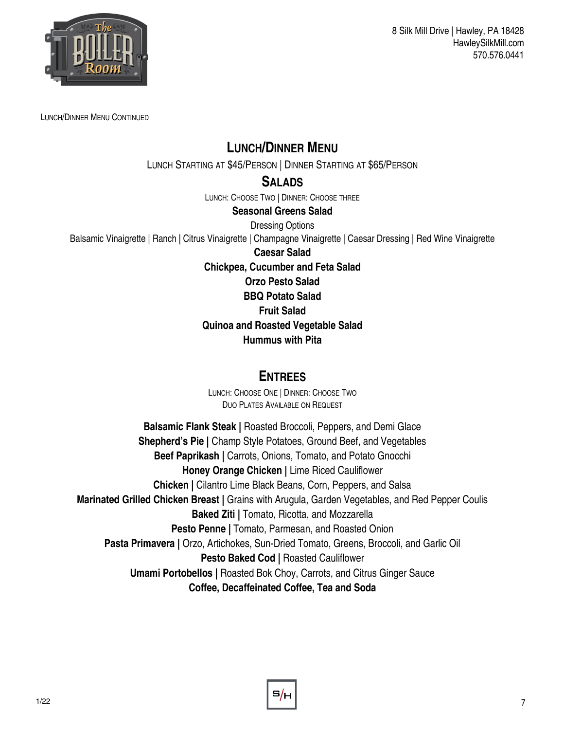8 Silk Mill Drive | Hawley, PA 18428
HawleySilkMill.com
570.576.0441

Lunch/Dinner Menu Continued

# Lunch/Dinner Menu

Lunch Starting at $45/Person | Dinner Starting at $65/Person

## Salads

Lunch: Choose Two | Dinner: Choose three

**Seasonal Greens Salad**

Dressing Options

Balsamic Vinaigrette | Ranch | Citrus Vinaigrette | Champagne Vinaigrette | Caesar Dressing | Red Wine Vinaigrette

**Caesar Salad**

**Chickpea, Cucumber and Feta Salad**

**Orzo Pesto Salad**

**BBQ Potato Salad**

**Fruit Salad**

**Quinoa and Roasted Vegetable Salad**

**Hummus with Pita**

## Entrees

Lunch: Choose One | Dinner: Choose Two

Duo Plates Available on Request

**Balsamic Flank Steak |** Roasted Broccoli, Peppers, and Demi Glace

**Shepherd's Pie |** Champ Style Potatoes, Ground Beef, and Vegetables

**Beef Paprikash |** Carrots, Onions, Tomato, and Potato Gnocchi

**Honey Orange Chicken |** Lime Riced Cauliflower

**Chicken |** Cilantro Lime Black Beans, Corn, Peppers, and Salsa

**Marinated Grilled Chicken Breast |** Grains with Arugula, Garden Vegetables, and Red Pepper Coulis

**Baked Ziti |** Tomato, Ricotta, and Mozzarella

**Pesto Penne |** Tomato, Parmesan, and Roasted Onion

**Pasta Primavera |** Orzo, Artichokes, Sun-Dried Tomato, Greens, Broccoli, and Garlic Oil

**Pesto Baked Cod |** Roasted Cauliflower

**Umami Portobellos |** Roasted Bok Choy, Carrots, and Citrus Ginger Sauce

**Coffee, Decaffeinated Coffee, Tea and Soda**

1/22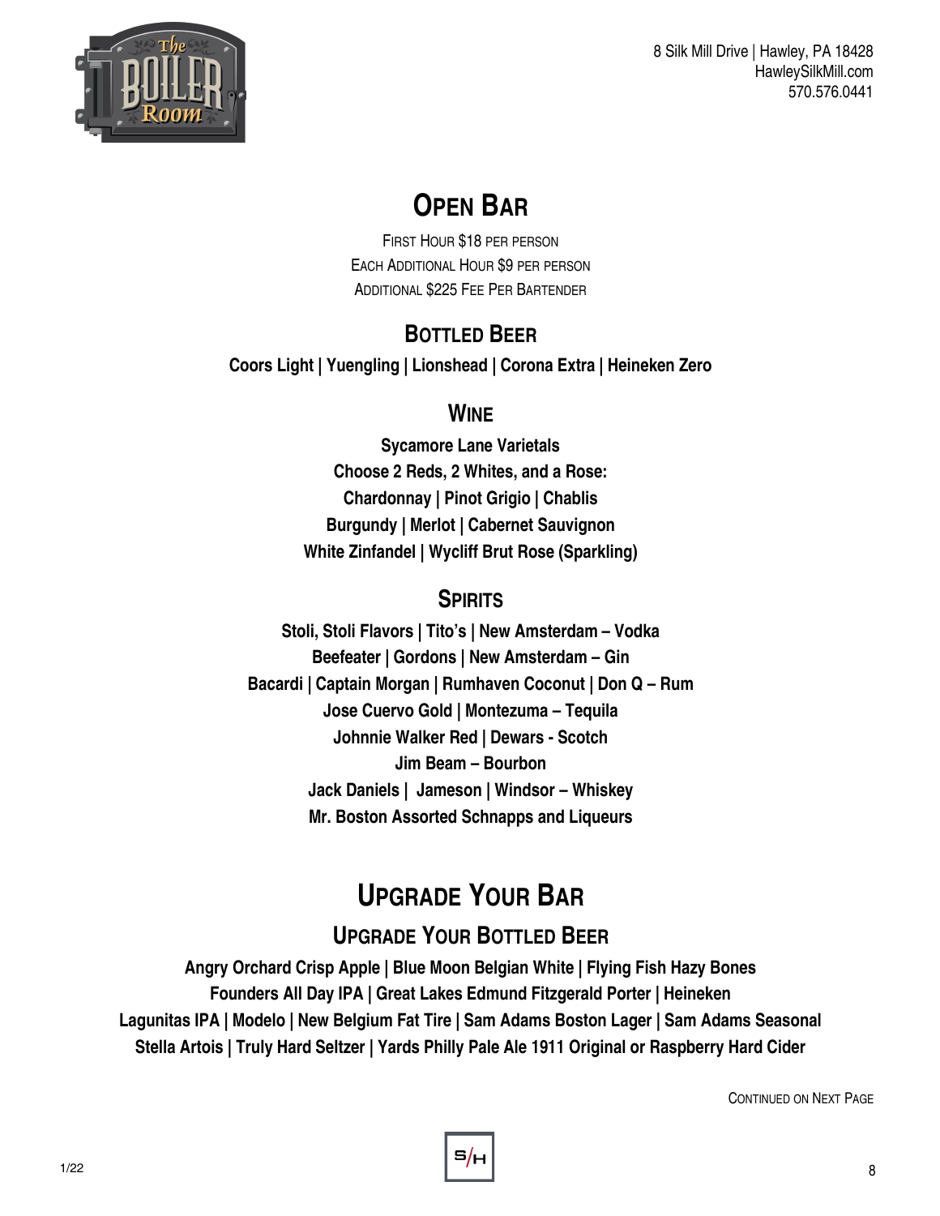8 Silk Mill Drive | Hawley, PA 18428
HawleySilkMill.com
570.576.0441

# Open Bar

First Hour $18 per person
Each Additional Hour $9 per person
Additional $225 Fee Per Bartender

## Bottled Beer

**Coors Light | Yuengling | Lionshead | Corona Extra | Heineken Zero**

## Wine

**Sycamore Lane Varietals**
**Choose 2 Reds, 2 Whites, and a Rose:**
**Chardonnay | Pinot Grigio | Chablis**
**Burgundy | Merlot | Cabernet Sauvignon**
**White Zinfandel | Wycliff Brut Rose (Sparkling)**

## Spirits

**Stoli, Stoli Flavors | Tito's | New Amsterdam – Vodka**
**Beefeater | Gordons | New Amsterdam – Gin**
**Bacardi | Captain Morgan | Rumhaven Coconut | Don Q – Rum**
**Jose Cuervo Gold | Montezuma – Tequila**
**Johnnie Walker Red | Dewars - Scotch**
**Jim Beam – Bourbon**
**Jack Daniels | Jameson | Windsor – Whiskey**
**Mr. Boston Assorted Schnapps and Liqueurs**

# Upgrade Your Bar

## Upgrade Your Bottled Beer

**Angry Orchard Crisp Apple | Blue Moon Belgian White | Flying Fish Hazy Bones**
**Founders All Day IPA | Great Lakes Edmund Fitzgerald Porter | Heineken**
**Lagunitas IPA | Modelo | New Belgium Fat Tire | Sam Adams Boston Lager | Sam Adams Seasonal**
**Stella Artois | Truly Hard Seltzer | Yards Philly Pale Ale 1911 Original or Raspberry Hard Cider**

Continued on Next Page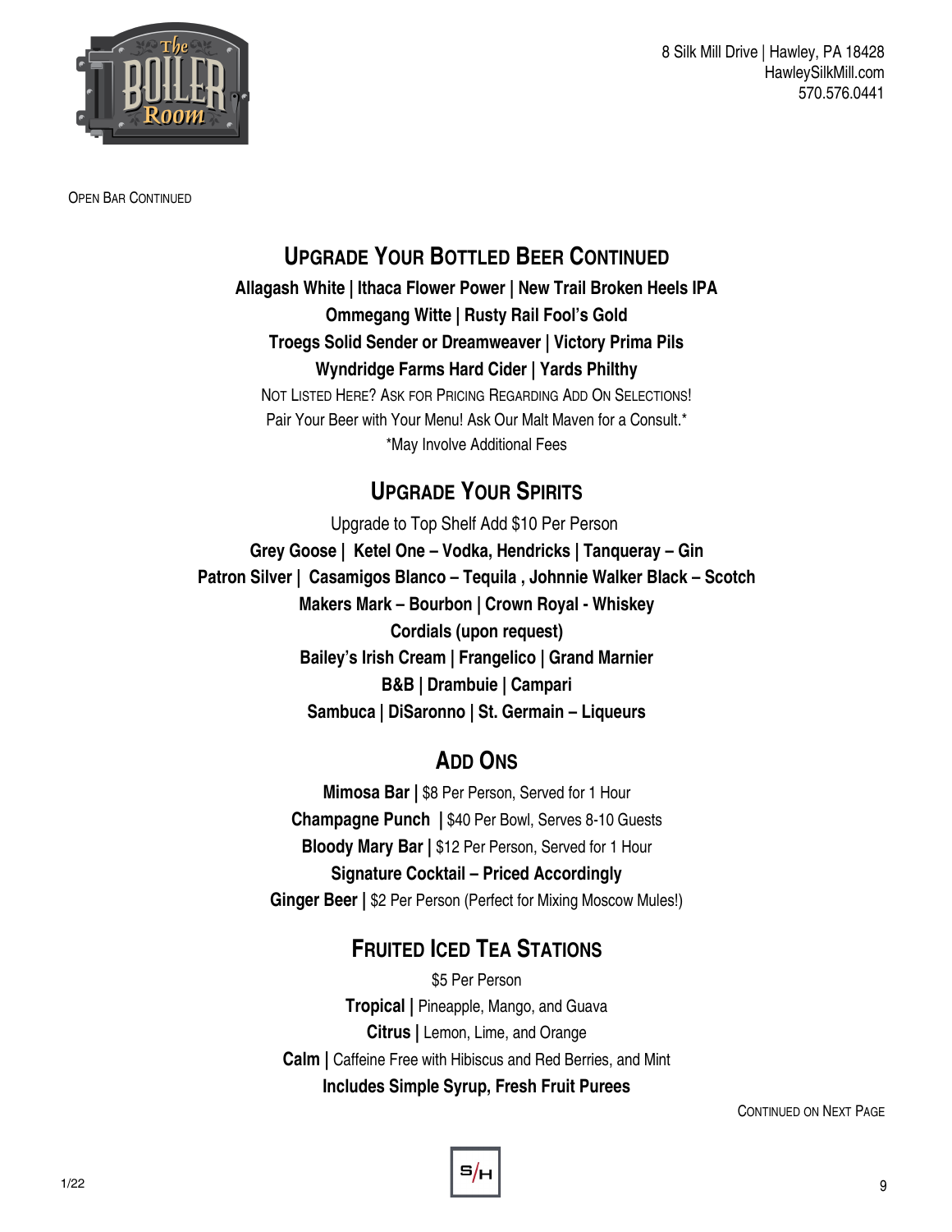Open Bar Continued

## Upgrade Your Bottled Beer Continued

**Allagash White | Ithaca Flower Power | New Trail Broken Heels IPA**
**Ommegang Witte | Rusty Rail Fool's Gold**
**Troegs Solid Sender or Dreamweaver | Victory Prima Pils**
**Wyndridge Farms Hard Cider | Yards Philthy**

Not Listed Here? Ask for Pricing Regarding Add On Selections!
Pair Your Beer with Your Menu! Ask Our Malt Maven for a Consult.*
*May Involve Additional Fees

## Upgrade Your Spirits

Upgrade to Top Shelf Add $10 Per Person

**Grey Goose | Ketel One – Vodka, Hendricks | Tanqueray – Gin**
**Patron Silver | Casamigos Blanco – Tequila , Johnnie Walker Black – Scotch**
**Makers Mark – Bourbon | Crown Royal - Whiskey**
**Cordials (upon request)**
**Bailey's Irish Cream | Frangelico | Grand Marnier**
**B&B | Drambuie | Campari**
**Sambuca | DiSaronno | St. Germain – Liqueurs**

## Add Ons

**Mimosa Bar |** $8 Per Person, Served for 1 Hour
**Champagne Punch |** $40 Per Bowl, Serves 8-10 Guests
**Bloody Mary Bar |** $12 Per Person, Served for 1 Hour
**Signature Cocktail – Priced Accordingly**
**Ginger Beer |** $2 Per Person (Perfect for Mixing Moscow Mules!)

## Fruited Iced Tea Stations

$5 Per Person

**Tropical |** Pineapple, Mango, and Guava
**Citrus |** Lemon, Lime, and Orange
**Calm |** Caffeine Free with Hibiscus and Red Berries, and Mint
**Includes Simple Syrup, Fresh Fruit Purees**

Continued on Next Page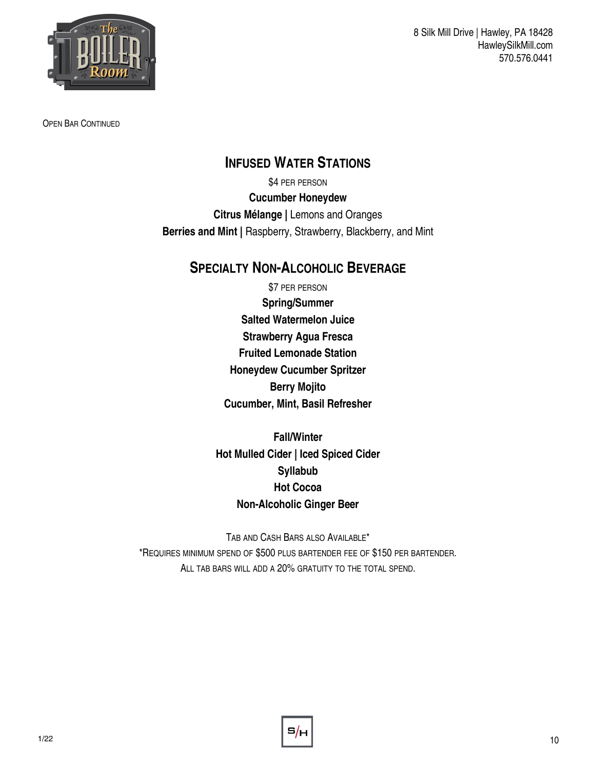OPEN BAR CONTINUED

## INFUSED WATER STATIONS

$4 PER PERSON

**Cucumber Honeydew**

**Citrus Mélange |** Lemons and Oranges

**Berries and Mint |** Raspberry, Strawberry, Blackberry, and Mint

## SPECIALTY NON-ALCOHOLIC BEVERAGE

$7 PER PERSON

**Spring/Summer**

**Salted Watermelon Juice**

**Strawberry Agua Fresca**

**Fruited Lemonade Station**

**Honeydew Cucumber Spritzer**

**Berry Mojito**

**Cucumber, Mint, Basil Refresher**

**Fall/Winter**

**Hot Mulled Cider | Iced Spiced Cider**

**Syllabub**

**Hot Cocoa**

**Non-Alcoholic Ginger Beer**

TAB AND CASH BARS ALSO AVAILABLE*

*REQUIRES MINIMUM SPEND OF $500 PLUS BARTENDER FEE OF $150 PER BARTENDER.

ALL TAB BARS WILL ADD A 20% GRATUITY TO THE TOTAL SPEND.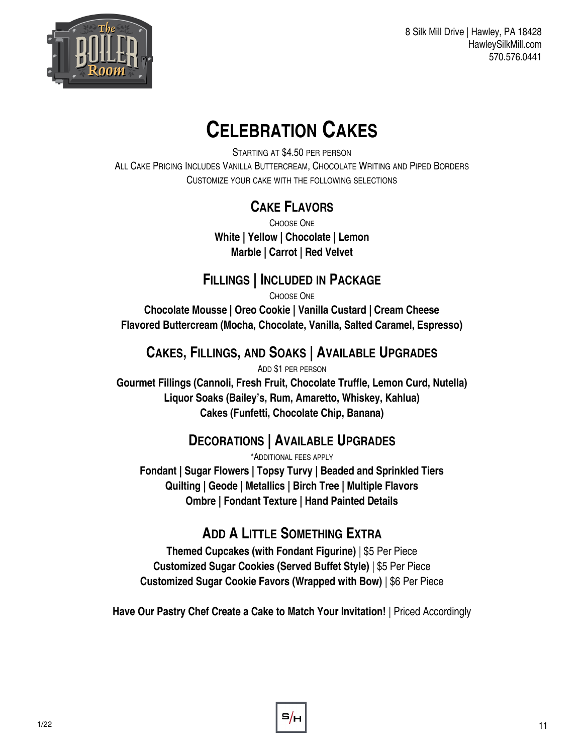8 Silk Mill Drive | Hawley, PA 18428
HawleySilkMill.com
570.576.0441

# Celebration Cakes

Starting at $4.50 per person
All Cake Pricing Includes Vanilla Buttercream, Chocolate Writing and Piped Borders
Customize your cake with the following selections

## Cake Flavors

Choose One

**White | Yellow | Chocolate | Lemon**
**Marble | Carrot | Red Velvet**

## Fillings | Included in Package

Choose One

**Chocolate Mousse | Oreo Cookie | Vanilla Custard | Cream Cheese**
**Flavored Buttercream (Mocha, Chocolate, Vanilla, Salted Caramel, Espresso)**

## Cakes, Fillings, and Soaks | Available Upgrades

Add $1 per person

**Gourmet Fillings (Cannoli, Fresh Fruit, Chocolate Truffle, Lemon Curd, Nutella)**
**Liquor Soaks (Bailey's, Rum, Amaretto, Whiskey, Kahlua)**
**Cakes (Funfetti, Chocolate Chip, Banana)**

## Decorations | Available Upgrades

*Additional fees apply

**Fondant | Sugar Flowers | Topsy Turvy | Beaded and Sprinkled Tiers**
**Quilting | Geode | Metallics | Birch Tree | Multiple Flavors**
**Ombre | Fondant Texture | Hand Painted Details**

## Add a Little Something Extra

**Themed Cupcakes (with Fondant Figurine)** | $5 Per Piece
**Customized Sugar Cookies (Served Buffet Style)** | $5 Per Piece
**Customized Sugar Cookie Favors (Wrapped with Bow)** | $6 Per Piece

**Have Our Pastry Chef Create a Cake to Match Your Invitation!** | Priced Accordingly

1/22